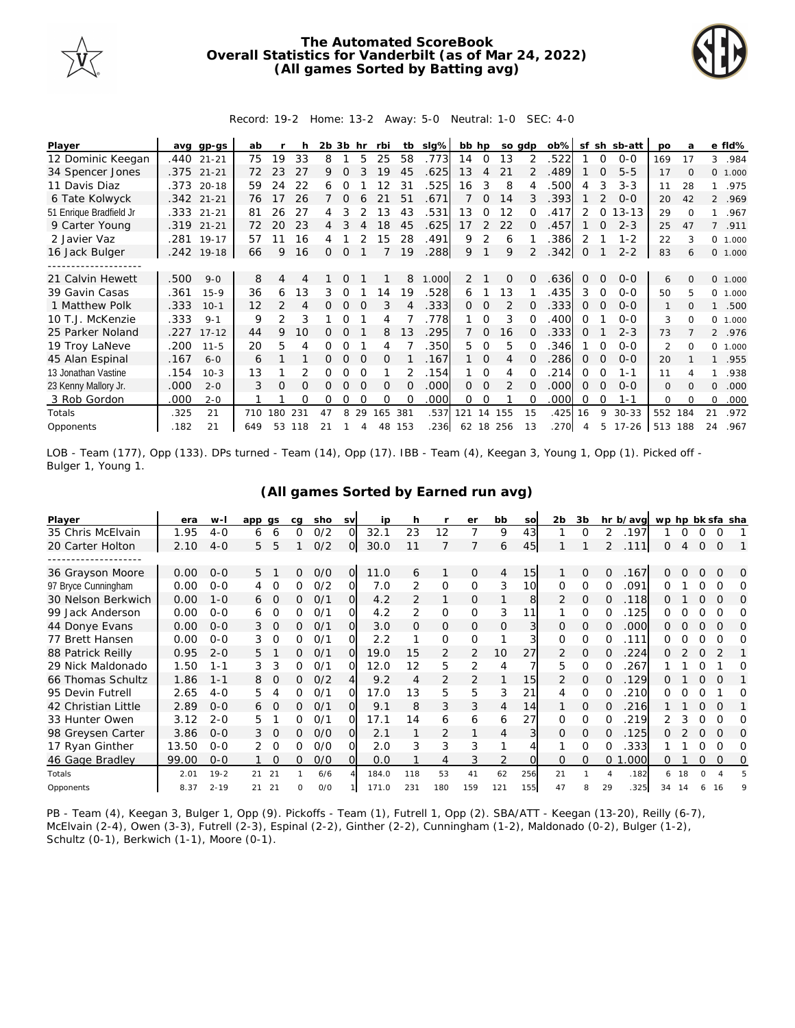# The Automated ScoreBook
## Overall Statistics for Vanderbilt (as of Mar 24, 2022)
### (All games Sorted by Batting avg)

Record: 19-2 Home: 13-2 Away: 5-0 Neutral: 1-0 SEC: 4-0

| Player | avg | gp-gs | ab | r | h | 2b | 3b | hr | rbi | tb | slg% | bb | hp | so | gdp | ob% | sf | sh | sb-att | po | a | e | fld% |
|---|---|---|---|---|---|---|---|---|---|---|---|---|---|---|---|---|---|---|---|---|---|---|---|
| 12 Dominic Keegan | .440 | 21-21 | 75 | 19 | 33 | 8 | 1 | 5 | 25 | 58 | .773 | 14 | 0 | 13 | 2 | .522 | 1 | 0 | 0-0 | 169 | 17 | 3 | .984 |
| 34 Spencer Jones | .375 | 21-21 | 72 | 23 | 27 | 9 | 0 | 3 | 19 | 45 | .625 | 13 | 4 | 21 | 2 | .489 | 1 | 0 | 5-5 | 17 | 0 | 0 | 1.000 |
| 11 Davis Diaz | .373 | 20-18 | 59 | 24 | 22 | 6 | 0 | 1 | 12 | 31 | .525 | 16 | 3 | 8 | 4 | .500 | 4 | 3 | 3-3 | 11 | 28 | 1 | .975 |
| 6 Tate Kolwyck | .342 | 21-21 | 76 | 17 | 26 | 7 | 0 | 6 | 21 | 51 | .671 | 7 | 0 | 14 | 3 | .393 | 1 | 2 | 0-0 | 20 | 42 | 2 | .969 |
| 51 Enrique Bradfield Jr | .333 | 21-21 | 81 | 26 | 27 | 4 | 3 | 2 | 13 | 43 | .531 | 13 | 0 | 12 | 0 | .417 | 2 | 0 | 13-13 | 29 | 0 | 1 | .967 |
| 9 Carter Young | .319 | 21-21 | 72 | 20 | 23 | 4 | 3 | 4 | 18 | 45 | .625 | 17 | 2 | 22 | 0 | .457 | 1 | 0 | 2-3 | 25 | 47 | 7 | .911 |
| 2 Javier Vaz | .281 | 19-17 | 57 | 11 | 16 | 4 | 1 | 2 | 15 | 28 | .491 | 9 | 2 | 6 | 1 | .386 | 2 | 1 | 1-2 | 22 | 3 | 0 | 1.000 |
| 16 Jack Bulger | .242 | 19-18 | 66 | 9 | 16 | 0 | 0 | 1 | 7 | 19 | .288 | 9 | 1 | 9 | 2 | .342 | 0 | 1 | 2-2 | 83 | 6 | 0 | 1.000 |
| 21 Calvin Hewett | .500 | 9-0 | 8 | 4 | 4 | 1 | 0 | 1 | 1 | 8 | 1.000 | 2 | 1 | 0 | 0 | .636 | 0 | 0 | 0-0 | 6 | 0 | 0 | 1.000 |
| 39 Gavin Casas | .361 | 15-9 | 36 | 6 | 13 | 3 | 0 | 1 | 14 | 19 | .528 | 6 | 1 | 13 | 1 | .435 | 3 | 0 | 0-0 | 50 | 5 | 0 | 1.000 |
| 1 Matthew Polk | .333 | 10-1 | 12 | 2 | 4 | 0 | 0 | 0 | 3 | 4 | .333 | 0 | 0 | 2 | 0 | .333 | 0 | 0 | 0-0 | 1 | 0 | 1 | .500 |
| 10 T.J. McKenzie | .333 | 9-1 | 9 | 2 | 3 | 1 | 0 | 1 | 4 | 7 | .778 | 1 | 0 | 3 | 0 | .400 | 0 | 1 | 0-0 | 3 | 0 | 0 | 1.000 |
| 25 Parker Noland | .227 | 17-12 | 44 | 9 | 10 | 0 | 0 | 1 | 8 | 13 | .295 | 7 | 0 | 16 | 0 | .333 | 0 | 1 | 2-3 | 73 | 7 | 2 | .976 |
| 19 Troy LaNeve | .200 | 11-5 | 20 | 5 | 4 | 0 | 0 | 1 | 4 | 7 | .350 | 5 | 0 | 5 | 0 | .346 | 1 | 0 | 0-0 | 2 | 0 | 0 | 1.000 |
| 45 Alan Espinal | .167 | 6-0 | 6 | 1 | 1 | 0 | 0 | 0 | 0 | 1 | .167 | 1 | 0 | 4 | 0 | .286 | 0 | 0 | 0-0 | 20 | 1 | 1 | .955 |
| 13 Jonathan Vastine | .154 | 10-3 | 13 | 1 | 2 | 0 | 0 | 0 | 1 | 2 | .154 | 1 | 0 | 4 | 0 | .214 | 0 | 0 | 1-1 | 11 | 4 | 1 | .938 |
| 23 Kenny Mallory Jr. | .000 | 2-0 | 3 | 0 | 0 | 0 | 0 | 0 | 0 | 0 | .000 | 0 | 0 | 2 | 0 | .000 | 0 | 0 | 0-0 | 0 | 0 | 0 | .000 |
| 3 Rob Gordon | .000 | 2-0 | 1 | 1 | 0 | 0 | 0 | 0 | 0 | 0 | .000 | 0 | 0 | 1 | 0 | .000 | 0 | 0 | 1-1 | 0 | 0 | 0 | .000 |
| Totals | .325 | 21 | 710 | 180 | 231 | 47 | 8 | 29 | 165 | 381 | .537 | 121 | 14 | 155 | 15 | .425 | 16 | 9 | 30-33 | 552 | 184 | 21 | .972 |
| Opponents | .182 | 21 | 649 | 53 | 118 | 21 | 1 | 4 | 48 | 153 | .236 | 62 | 18 | 256 | 13 | .270 | 4 | 5 | 17-26 | 513 | 188 | 24 | .967 |

LOB - Team (177), Opp (133). DPs turned - Team (14), Opp (17). IBB - Team (4), Keegan 3, Young 1, Opp (1). Picked off - Bulger 1, Young 1.

## (All games Sorted by Earned run avg)

| Player | era | w-l | app | gs | cg | sho | sv | ip | h | r | er | bb | so | 2b | 3b | hr | b/avg | wp | hp | bk | sfa | sha |
|---|---|---|---|---|---|---|---|---|---|---|---|---|---|---|---|---|---|---|---|---|---|---|
| 35 Chris McElvain | 1.95 | 4-0 | 6 | 6 | 0 | 0/2 | 0 | 32.1 | 23 | 12 | 7 | 9 | 43 | 1 | 0 | 2 | .197 | 1 | 0 | 0 | 0 | 1 |
| 20 Carter Holton | 2.10 | 4-0 | 5 | 5 | 1 | 0/2 | 0 | 30.0 | 11 | 7 | 7 | 6 | 45 | 1 | 1 | 2 | .111 | 0 | 4 | 0 | 0 | 1 |
| 36 Grayson Moore | 0.00 | 0-0 | 5 | 1 | 0 | 0/0 | 0 | 11.0 | 6 | 1 | 0 | 4 | 15 | 1 | 0 | 0 | .167 | 0 | 0 | 0 | 0 | 0 |
| 97 Bryce Cunningham | 0.00 | 0-0 | 4 | 0 | 0 | 0/2 | 0 | 7.0 | 2 | 0 | 0 | 3 | 10 | 0 | 0 | 0 | .091 | 0 | 1 | 0 | 0 | 0 |
| 30 Nelson Berkwich | 0.00 | 1-0 | 6 | 0 | 0 | 0/1 | 0 | 4.2 | 2 | 1 | 0 | 1 | 8 | 2 | 0 | 0 | .118 | 0 | 1 | 0 | 0 | 0 |
| 99 Jack Anderson | 0.00 | 0-0 | 6 | 0 | 0 | 0/1 | 0 | 4.2 | 2 | 0 | 0 | 3 | 11 | 1 | 0 | 0 | .125 | 0 | 0 | 0 | 0 | 0 |
| 44 Donye Evans | 0.00 | 0-0 | 3 | 0 | 0 | 0/1 | 0 | 3.0 | 0 | 0 | 0 | 0 | 3 | 0 | 0 | 0 | .000 | 0 | 0 | 0 | 0 | 0 |
| 77 Brett Hansen | 0.00 | 0-0 | 3 | 0 | 0 | 0/1 | 0 | 2.2 | 1 | 0 | 0 | 1 | 3 | 0 | 0 | 0 | .111 | 0 | 0 | 0 | 0 | 0 |
| 88 Patrick Reilly | 0.95 | 2-0 | 5 | 1 | 0 | 0/1 | 0 | 19.0 | 15 | 2 | 2 | 10 | 27 | 2 | 0 | 0 | .224 | 0 | 2 | 0 | 2 | 1 |
| 29 Nick Maldonado | 1.50 | 1-1 | 3 | 3 | 0 | 0/1 | 0 | 12.0 | 12 | 5 | 2 | 4 | 7 | 5 | 0 | 0 | .267 | 1 | 1 | 0 | 1 | 0 |
| 66 Thomas Schultz | 1.86 | 1-1 | 8 | 0 | 0 | 0/2 | 4 | 9.2 | 4 | 2 | 2 | 1 | 15 | 2 | 0 | 0 | .129 | 0 | 1 | 0 | 0 | 1 |
| 95 Devin Futrell | 2.65 | 4-0 | 5 | 4 | 0 | 0/1 | 0 | 17.0 | 13 | 5 | 5 | 3 | 21 | 4 | 0 | 0 | .210 | 0 | 0 | 0 | 1 | 0 |
| 42 Christian Little | 2.89 | 0-0 | 6 | 0 | 0 | 0/1 | 0 | 9.1 | 8 | 3 | 3 | 4 | 14 | 1 | 0 | 0 | .216 | 1 | 1 | 0 | 0 | 1 |
| 33 Hunter Owen | 3.12 | 2-0 | 5 | 1 | 0 | 0/1 | 0 | 17.1 | 14 | 6 | 6 | 6 | 27 | 0 | 0 | 0 | .219 | 2 | 3 | 0 | 0 | 0 |
| 98 Greysen Carter | 3.86 | 0-0 | 3 | 0 | 0 | 0/0 | 0 | 2.1 | 1 | 2 | 1 | 4 | 3 | 0 | 0 | 0 | .125 | 0 | 2 | 0 | 0 | 0 |
| 17 Ryan Ginther | 13.50 | 0-0 | 2 | 0 | 0 | 0/0 | 0 | 2.0 | 3 | 3 | 3 | 1 | 4 | 1 | 0 | 0 | .333 | 1 | 1 | 0 | 0 | 0 |
| 46 Gage Bradley | 99.00 | 0-0 | 1 | 0 | 0 | 0/0 | 0 | 0.0 | 1 | 4 | 3 | 2 | 0 | 0 | 0 | 0 | 1.000 | 0 | 1 | 0 | 0 | 0 |
| Totals | 2.01 | 19-2 | 21 | 21 | 1 | 6/6 | 4 | 184.0 | 118 | 53 | 41 | 62 | 256 | 21 | 1 | 4 | .182 | 6 | 18 | 0 | 4 | 5 |
| Opponents | 8.37 | 2-19 | 21 | 21 | 0 | 0/0 | 1 | 171.0 | 231 | 180 | 159 | 121 | 155 | 47 | 8 | 29 | .325 | 34 | 14 | 6 | 16 | 9 |

PB - Team (4), Keegan 3, Bulger 1, Opp (9). Pickoffs - Team (1), Futrell 1, Opp (2). SBA/ATT - Keegan (13-20), Reilly (6-7), McElvain (2-4), Owen (3-3), Futrell (2-3), Espinal (2-2), Ginther (2-2), Cunningham (1-2), Maldonado (0-2), Bulger (1-2), Schultz (0-1), Berkwich (1-1), Moore (0-1).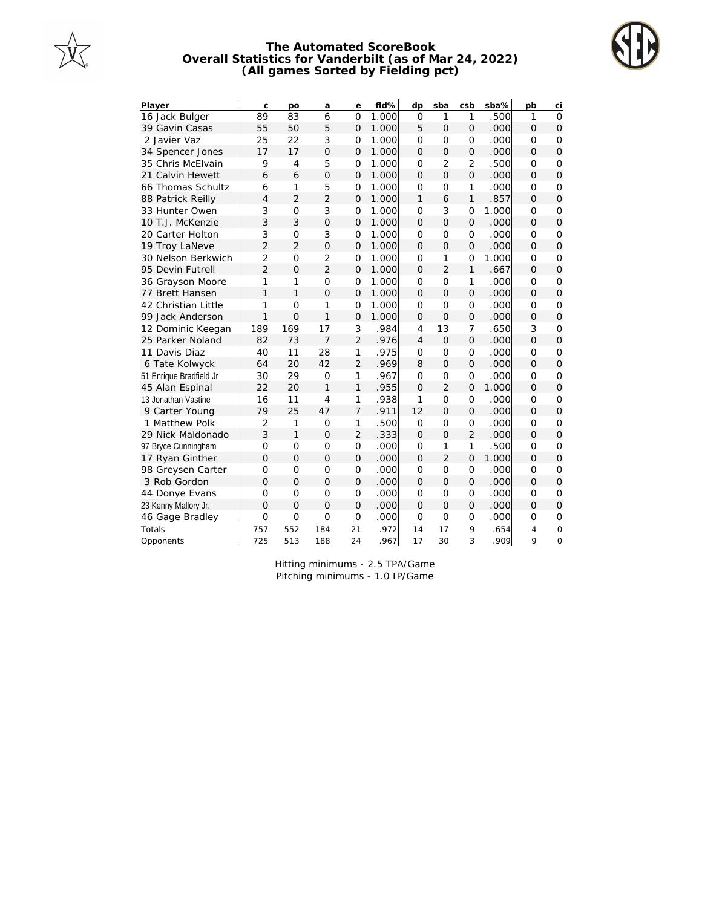# The Automated ScoreBook
## Overall Statistics for Vanderbilt (as of Mar 24, 2022)
### (All games Sorted by Fielding pct)

| Player | c | po | a | e | fld% | dp | sba | csb | sba% | pb | ci |
|---|---|---|---|---|---|---|---|---|---|---|---|
| 16 Jack Bulger | 89 | 83 | 6 | 0 | 1.000 | 0 | 1 | 1 | .500 | 1 | 0 |
| 39 Gavin Casas | 55 | 50 | 5 | 0 | 1.000 | 5 | 0 | 0 | .000 | 0 | 0 |
| 2 Javier Vaz | 25 | 22 | 3 | 0 | 1.000 | 0 | 0 | 0 | .000 | 0 | 0 |
| 34 Spencer Jones | 17 | 17 | 0 | 0 | 1.000 | 0 | 0 | 0 | .000 | 0 | 0 |
| 35 Chris McElvain | 9 | 4 | 5 | 0 | 1.000 | 0 | 2 | 2 | .500 | 0 | 0 |
| 21 Calvin Hewett | 6 | 6 | 0 | 0 | 1.000 | 0 | 0 | 0 | .000 | 0 | 0 |
| 66 Thomas Schultz | 6 | 1 | 5 | 0 | 1.000 | 0 | 0 | 1 | .000 | 0 | 0 |
| 88 Patrick Reilly | 4 | 2 | 2 | 0 | 1.000 | 1 | 6 | 1 | .857 | 0 | 0 |
| 33 Hunter Owen | 3 | 0 | 3 | 0 | 1.000 | 0 | 3 | 0 | 1.000 | 0 | 0 |
| 10 T.J. McKenzie | 3 | 3 | 0 | 0 | 1.000 | 0 | 0 | 0 | .000 | 0 | 0 |
| 20 Carter Holton | 3 | 0 | 3 | 0 | 1.000 | 0 | 0 | 0 | .000 | 0 | 0 |
| 19 Troy LaNeve | 2 | 2 | 0 | 0 | 1.000 | 0 | 0 | 0 | .000 | 0 | 0 |
| 30 Nelson Berkwich | 2 | 0 | 2 | 0 | 1.000 | 0 | 1 | 0 | 1.000 | 0 | 0 |
| 95 Devin Futrell | 2 | 0 | 2 | 0 | 1.000 | 0 | 2 | 1 | .667 | 0 | 0 |
| 36 Grayson Moore | 1 | 1 | 0 | 0 | 1.000 | 0 | 0 | 1 | .000 | 0 | 0 |
| 77 Brett Hansen | 1 | 1 | 0 | 0 | 1.000 | 0 | 0 | 0 | .000 | 0 | 0 |
| 42 Christian Little | 1 | 0 | 1 | 0 | 1.000 | 0 | 0 | 0 | .000 | 0 | 0 |
| 99 Jack Anderson | 1 | 0 | 1 | 0 | 1.000 | 0 | 0 | 0 | .000 | 0 | 0 |
| 12 Dominic Keegan | 189 | 169 | 17 | 3 | .984 | 4 | 13 | 7 | .650 | 3 | 0 |
| 25 Parker Noland | 82 | 73 | 7 | 2 | .976 | 4 | 0 | 0 | .000 | 0 | 0 |
| 11 Davis Diaz | 40 | 11 | 28 | 1 | .975 | 0 | 0 | 0 | .000 | 0 | 0 |
| 6 Tate Kolwyck | 64 | 20 | 42 | 2 | .969 | 8 | 0 | 0 | .000 | 0 | 0 |
| 51 Enrique Bradfield Jr | 30 | 29 | 0 | 1 | .967 | 0 | 0 | 0 | .000 | 0 | 0 |
| 45 Alan Espinal | 22 | 20 | 1 | 1 | .955 | 0 | 2 | 0 | 1.000 | 0 | 0 |
| 13 Jonathan Vastine | 16 | 11 | 4 | 1 | .938 | 1 | 0 | 0 | .000 | 0 | 0 |
| 9 Carter Young | 79 | 25 | 47 | 7 | .911 | 12 | 0 | 0 | .000 | 0 | 0 |
| 1 Matthew Polk | 2 | 1 | 0 | 1 | .500 | 0 | 0 | 0 | .000 | 0 | 0 |
| 29 Nick Maldonado | 3 | 1 | 0 | 2 | .333 | 0 | 0 | 2 | .000 | 0 | 0 |
| 97 Bryce Cunningham | 0 | 0 | 0 | 0 | .000 | 0 | 1 | 1 | .500 | 0 | 0 |
| 17 Ryan Ginther | 0 | 0 | 0 | 0 | .000 | 0 | 2 | 0 | 1.000 | 0 | 0 |
| 98 Greysen Carter | 0 | 0 | 0 | 0 | .000 | 0 | 0 | 0 | .000 | 0 | 0 |
| 3 Rob Gordon | 0 | 0 | 0 | 0 | .000 | 0 | 0 | 0 | .000 | 0 | 0 |
| 44 Donye Evans | 0 | 0 | 0 | 0 | .000 | 0 | 0 | 0 | .000 | 0 | 0 |
| 23 Kenny Mallory Jr. | 0 | 0 | 0 | 0 | .000 | 0 | 0 | 0 | .000 | 0 | 0 |
| 46 Gage Bradley | 0 | 0 | 0 | 0 | .000 | 0 | 0 | 0 | .000 | 0 | 0 |
| Totals | 757 | 552 | 184 | 21 | .972 | 14 | 17 | 9 | .654 | 4 | 0 |
| Opponents | 725 | 513 | 188 | 24 | .967 | 17 | 30 | 3 | .909 | 9 | 0 |

Hitting minimums - 2.5 TPA/Game
Pitching minimums - 1.0 IP/Game